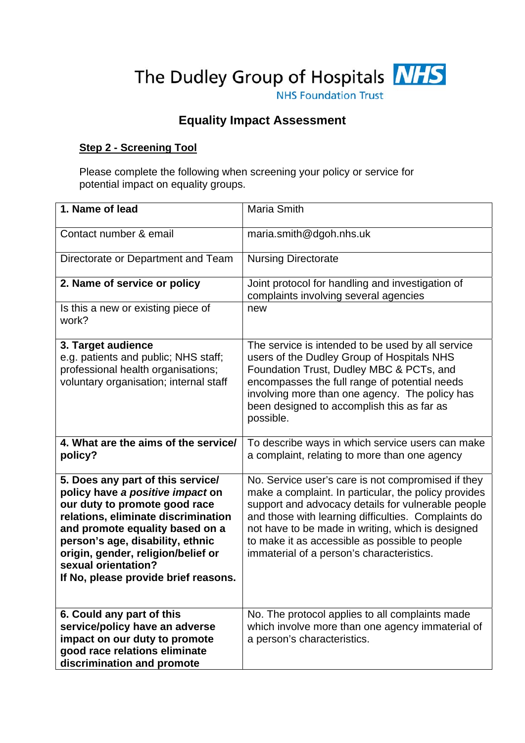The Dudley Group of Hospitals NHS

NHS Foundation Trust

# Equality Impact Assessment

## Step 2 - Screening Tool

Please complete the following when screening your policy or service for potential impact on equality groups.

| | |
|---|---|
| **1. Name of lead** | Maria Smith |
| Contact number & email | maria.smith@dgoh.nhs.uk |
| Directorate or Department and Team | Nursing Directorate |
| **2. Name of service or policy** | Joint protocol for handling and investigation of complaints involving several agencies |
| Is this a new or existing piece of work? | new |
| **3. Target audience** e.g. patients and public; NHS staff; professional health organisations; voluntary organisation; internal staff | The service is intended to be used by all service users of the Dudley Group of Hospitals NHS Foundation Trust, Dudley MBC & PCTs, and encompasses the full range of potential needs involving more than one agency. The policy has been designed to accomplish this as far as possible. |
| **4. What are the aims of the service/ policy?** | To describe ways in which service users can make a complaint, relating to more than one agency |
| **5. Does any part of this service/ policy have *a positive impact* on our duty to promote good race relations, eliminate discrimination and promote equality based on a person's age, disability, ethnic origin, gender, religion/belief or sexual orientation? If No, please provide brief reasons.** | No. Service user's care is not compromised if they make a complaint. In particular, the policy provides support and advocacy details for vulnerable people and those with learning difficulties. Complaints do not have to be made in writing, which is designed to make it as accessible as possible to people immaterial of a person's characteristics. |
| **6. Could any part of this service/policy have an adverse impact on our duty to promote good race relations eliminate discrimination and promote** | No. The protocol applies to all complaints made which involve more than one agency immaterial of a person's characteristics. |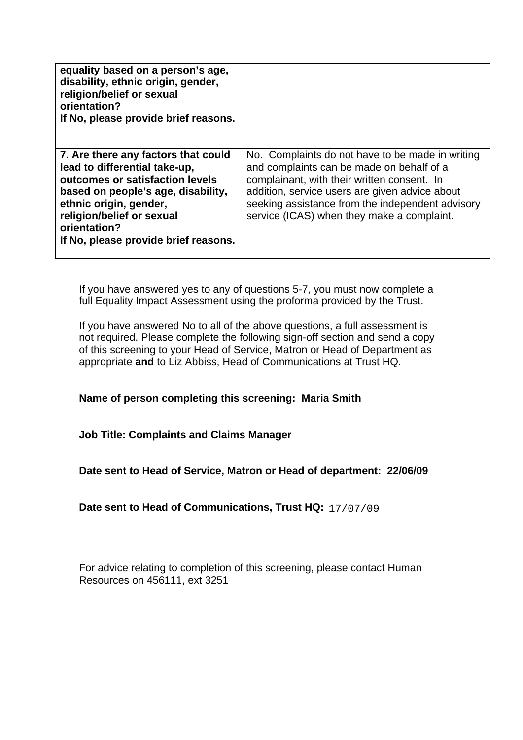| | |
|---|---|
| **equality based on a person's age, disability, ethnic origin, gender, religion/belief or sexual orientation?**<br>**If No, please provide brief reasons.** | |
| **7. Are there any factors that could lead to differential take-up, outcomes or satisfaction levels based on people's age, disability, ethnic origin, gender, religion/belief or sexual orientation?**<br>**If No, please provide brief reasons.** | No. Complaints do not have to be made in writing and complaints can be made on behalf of a complainant, with their written consent. In addition, service users are given advice about seeking assistance from the independent advisory service (ICAS) when they make a complaint. |

If you have answered yes to any of questions 5-7, you must now complete a full Equality Impact Assessment using the proforma provided by the Trust.

If you have answered No to all of the above questions, a full assessment is not required. Please complete the following sign-off section and send a copy of this screening to your Head of Service, Matron or Head of Department as appropriate **and** to Liz Abbiss, Head of Communications at Trust HQ.

**Name of person completing this screening: Maria Smith**

**Job Title: Complaints and Claims Manager**

**Date sent to Head of Service, Matron or Head of department: 22/06/09**

**Date sent to Head of Communications, Trust HQ:** 17/07/09

For advice relating to completion of this screening, please contact Human Resources on 456111, ext 3251